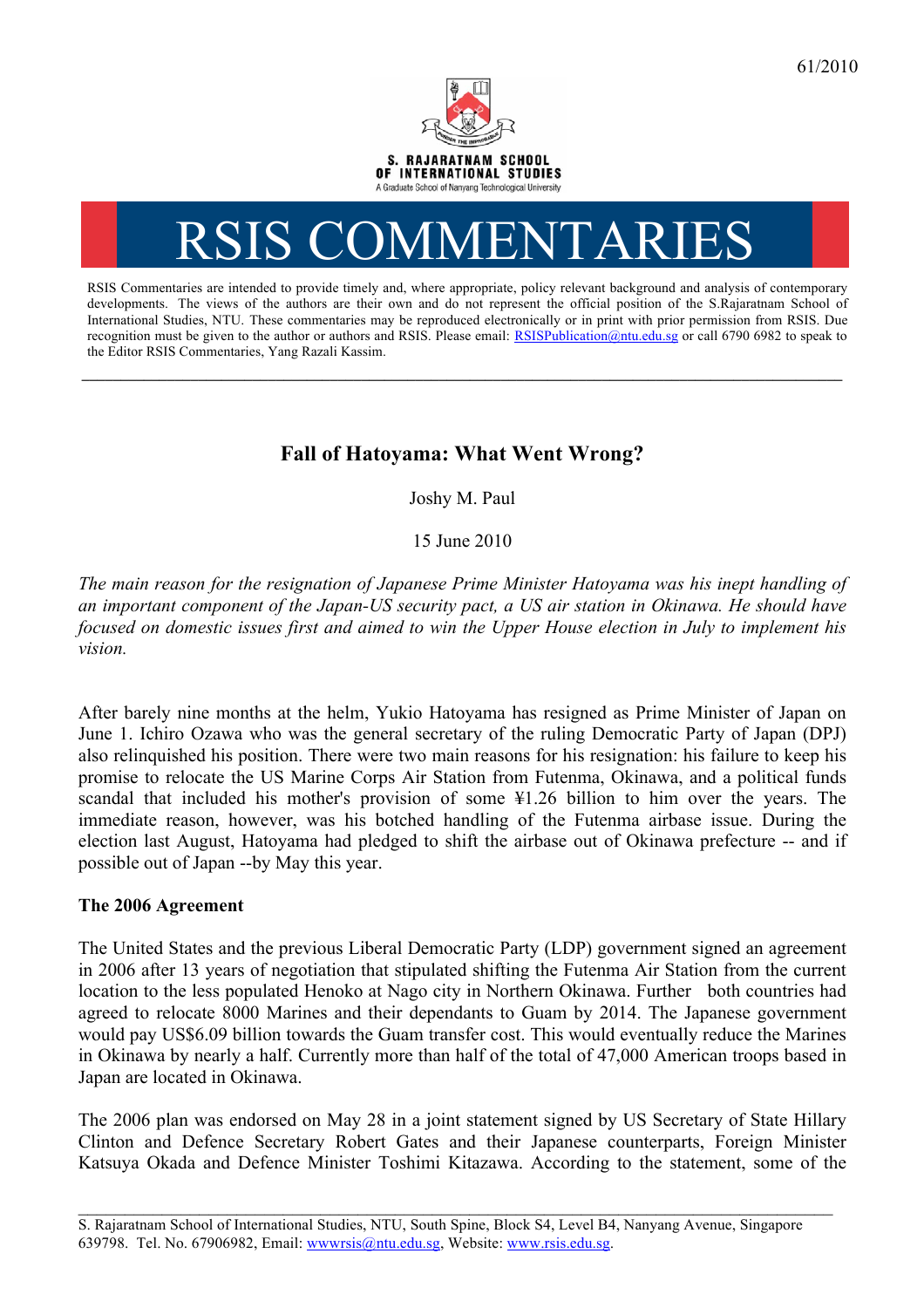61/2010

S. RAJARATNAM SCHOOL OF INTERNATIONAL STUDIES

A Graduate School of Nanyang Technological University

# RSIS COMMENTARIES

RSIS Commentaries are intended to provide timely and, where appropriate, policy relevant background and analysis of contemporary developments. The views of the authors are their own and do not represent the official position of the S.Rajaratnam School of International Studies, NTU. These commentaries may be reproduced electronically or in print with prior permission from RSIS. Due recognition must be given to the author or authors and RSIS. Please email: RSISPublication@ntu.edu.sg or call 6790 6982 to speak to the Editor RSIS Commentaries, Yang Razali Kassim.

---

## Fall of Hatoyama: What Went Wrong?

Joshy M. Paul

15 June 2010

*The main reason for the resignation of Japanese Prime Minister Hatoyama was his inept handling of an important component of the Japan-US security pact, a US air station in Okinawa. He should have focused on domestic issues first and aimed to win the Upper House election in July to implement his vision.*

After barely nine months at the helm, Yukio Hatoyama has resigned as Prime Minister of Japan on June 1. Ichiro Ozawa who was the general secretary of the ruling Democratic Party of Japan (DPJ) also relinquished his position. There were two main reasons for his resignation: his failure to keep his promise to relocate the US Marine Corps Air Station from Futenma, Okinawa, and a political funds scandal that included his mother's provision of some ¥1.26 billion to him over the years. The immediate reason, however, was his botched handling of the Futenma airbase issue. During the election last August, Hatoyama had pledged to shift the airbase out of Okinawa prefecture -- and if possible out of Japan --by May this year.

### The 2006 Agreement

The United States and the previous Liberal Democratic Party (LDP) government signed an agreement in 2006 after 13 years of negotiation that stipulated shifting the Futenma Air Station from the current location to the less populated Henoko at Nago city in Northern Okinawa. Further both countries had agreed to relocate 8000 Marines and their dependants to Guam by 2014. The Japanese government would pay US$6.09 billion towards the Guam transfer cost. This would eventually reduce the Marines in Okinawa by nearly a half. Currently more than half of the total of 47,000 American troops based in Japan are located in Okinawa.

The 2006 plan was endorsed on May 28 in a joint statement signed by US Secretary of State Hillary Clinton and Defence Secretary Robert Gates and their Japanese counterparts, Foreign Minister Katsuya Okada and Defence Minister Toshimi Kitazawa. According to the statement, some of the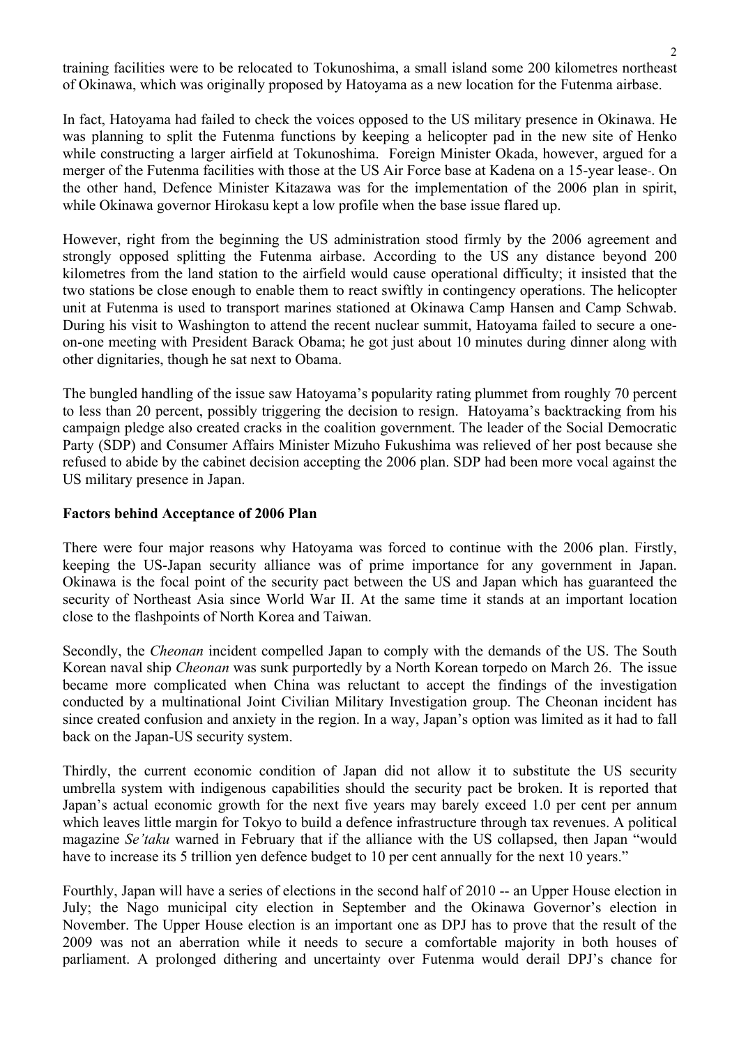training facilities were to be relocated to Tokunoshima, a small island some 200 kilometres northeast of Okinawa, which was originally proposed by Hatoyama as a new location for the Futenma airbase.

In fact, Hatoyama had failed to check the voices opposed to the US military presence in Okinawa. He was planning to split the Futenma functions by keeping a helicopter pad in the new site of Henko while constructing a larger airfield at Tokunoshima. Foreign Minister Okada, however, argued for a merger of the Futenma facilities with those at the US Air Force base at Kadena on a 15-year lease. On the other hand, Defence Minister Kitazawa was for the implementation of the 2006 plan in spirit, while Okinawa governor Hirokasu kept a low profile when the base issue flared up.

However, right from the beginning the US administration stood firmly by the 2006 agreement and strongly opposed splitting the Futenma airbase. According to the US any distance beyond 200 kilometres from the land station to the airfield would cause operational difficulty; it insisted that the two stations be close enough to enable them to react swiftly in contingency operations. The helicopter unit at Futenma is used to transport marines stationed at Okinawa Camp Hansen and Camp Schwab. During his visit to Washington to attend the recent nuclear summit, Hatoyama failed to secure a one-on-one meeting with President Barack Obama; he got just about 10 minutes during dinner along with other dignitaries, though he sat next to Obama.

The bungled handling of the issue saw Hatoyama's popularity rating plummet from roughly 70 percent to less than 20 percent, possibly triggering the decision to resign. Hatoyama's backtracking from his campaign pledge also created cracks in the coalition government. The leader of the Social Democratic Party (SDP) and Consumer Affairs Minister Mizuho Fukushima was relieved of her post because she refused to abide by the cabinet decision accepting the 2006 plan. SDP had been more vocal against the US military presence in Japan.

**Factors behind Acceptance of 2006 Plan**

There were four major reasons why Hatoyama was forced to continue with the 2006 plan. Firstly, keeping the US-Japan security alliance was of prime importance for any government in Japan. Okinawa is the focal point of the security pact between the US and Japan which has guaranteed the security of Northeast Asia since World War II. At the same time it stands at an important location close to the flashpoints of North Korea and Taiwan.

Secondly, the *Cheonan* incident compelled Japan to comply with the demands of the US. The South Korean naval ship *Cheonan* was sunk purportedly by a North Korean torpedo on March 26. The issue became more complicated when China was reluctant to accept the findings of the investigation conducted by a multinational Joint Civilian Military Investigation group. The Cheonan incident has since created confusion and anxiety in the region. In a way, Japan's option was limited as it had to fall back on the Japan-US security system.

Thirdly, the current economic condition of Japan did not allow it to substitute the US security umbrella system with indigenous capabilities should the security pact be broken. It is reported that Japan's actual economic growth for the next five years may barely exceed 1.0 per cent per annum which leaves little margin for Tokyo to build a defence infrastructure through tax revenues. A political magazine *Se'taku* warned in February that if the alliance with the US collapsed, then Japan "would have to increase its 5 trillion yen defence budget to 10 per cent annually for the next 10 years."

Fourthly, Japan will have a series of elections in the second half of 2010 -- an Upper House election in July; the Nago municipal city election in September and the Okinawa Governor's election in November. The Upper House election is an important one as DPJ has to prove that the result of the 2009 was not an aberration while it needs to secure a comfortable majority in both houses of parliament. A prolonged dithering and uncertainty over Futenma would derail DPJ's chance for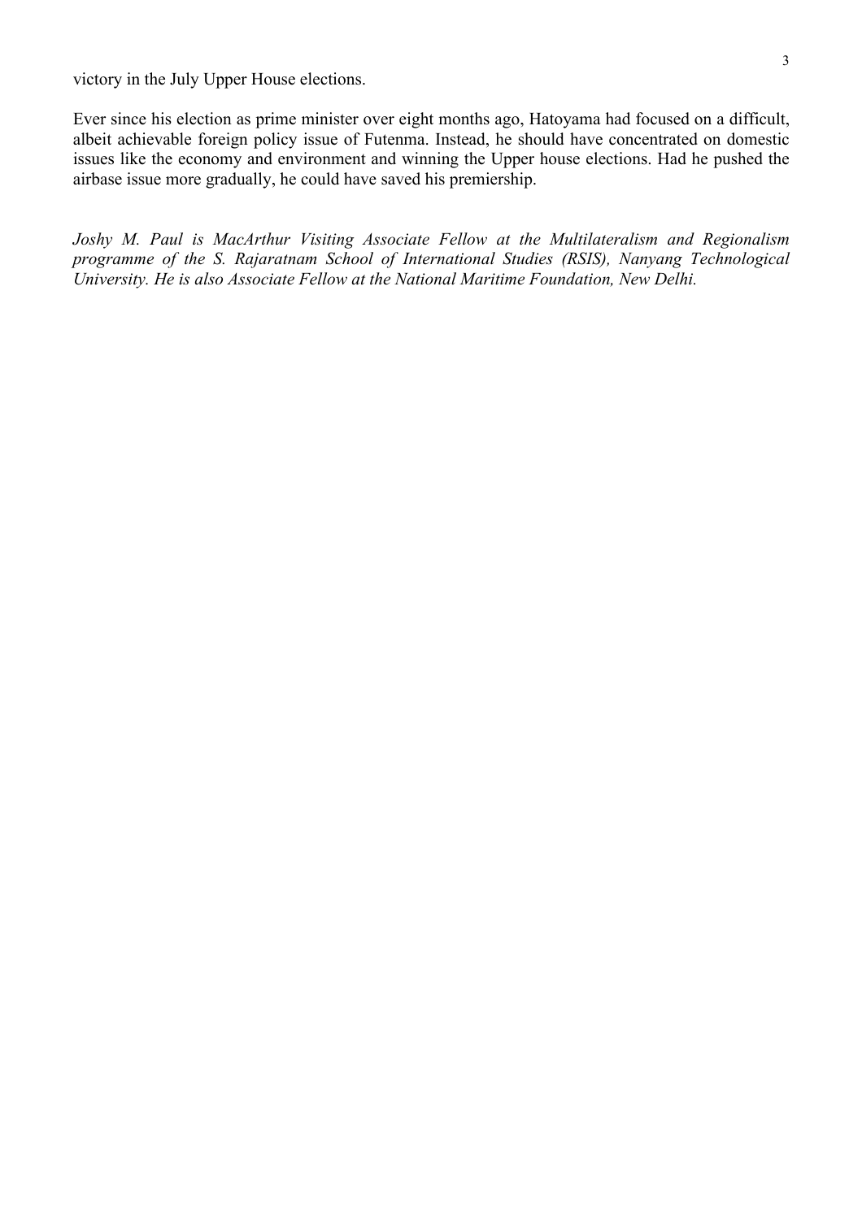victory in the July Upper House elections.

Ever since his election as prime minister over eight months ago, Hatoyama had focused on a difficult, albeit achievable foreign policy issue of Futenma. Instead, he should have concentrated on domestic issues like the economy and environment and winning the Upper house elections. Had he pushed the airbase issue more gradually, he could have saved his premiership.

*Joshy M. Paul is MacArthur Visiting Associate Fellow at the Multilateralism and Regionalism programme of the S. Rajaratnam School of International Studies (RSIS), Nanyang Technological University. He is also Associate Fellow at the National Maritime Foundation, New Delhi.*